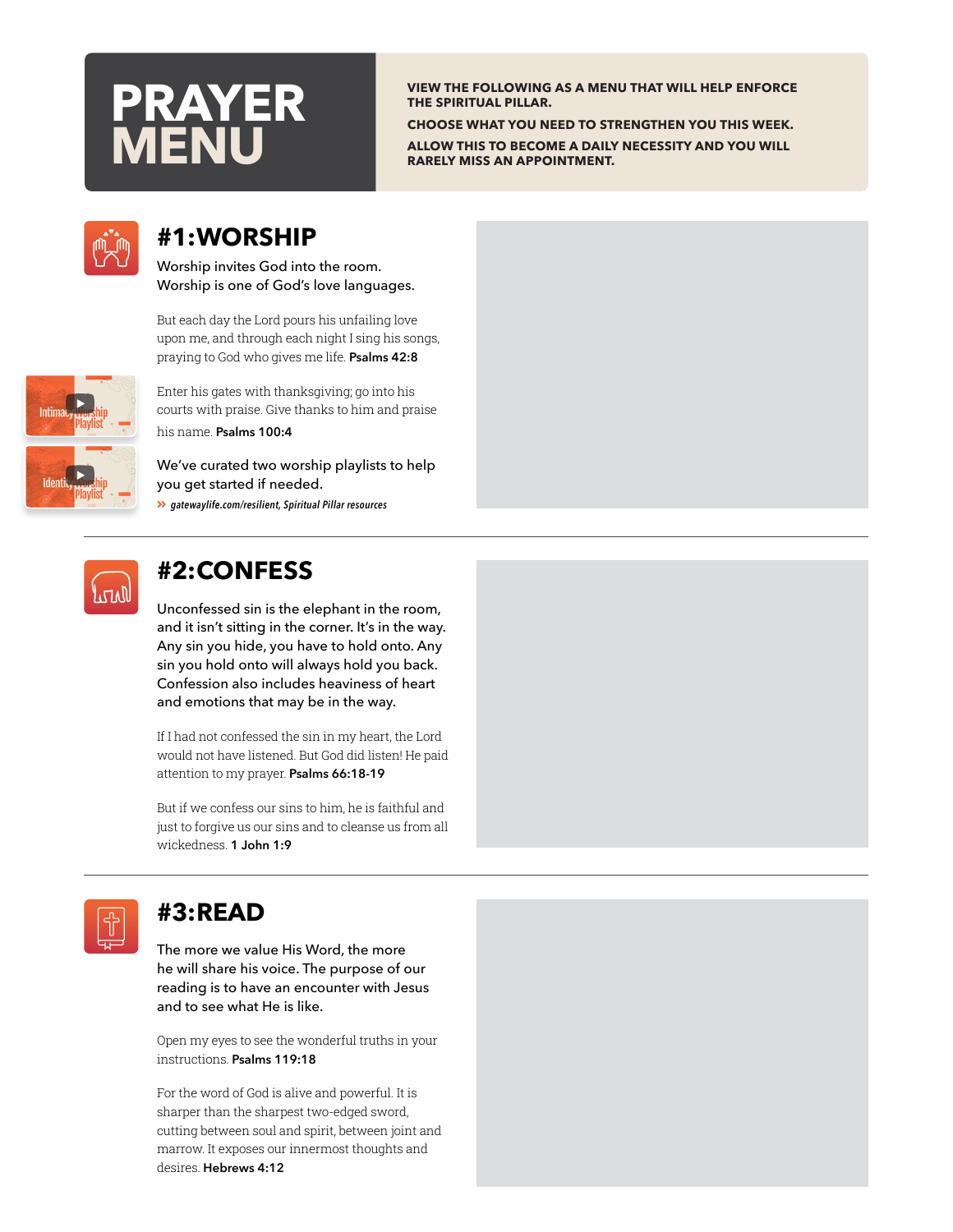# PRAYER MENU

**VIEW THE FOLLOWING AS A MENU THAT WILL HELP ENFORCE THE SPIRITUAL PILLAR.**

**CHOOSE WHAT YOU NEED TO STRENGTHEN YOU THIS WEEK.**

**ALLOW THIS TO BECOME A DAILY NECESSITY AND YOU WILL RARELY MISS AN APPOINTMENT.**

## #1: WORSHIP

Worship invites God into the room.
Worship is one of God's love languages.

But each day the Lord pours his unfailing love upon me, and through each night I sing his songs, praying to God who gives me life. **Psalms 42:8**

Enter his gates with thanksgiving; go into his courts with praise. Give thanks to him and praise his name. **Psalms 100:4**

We've curated two worship playlists to help you get started if needed.

» *gatewaylife.com/resilient, Spiritual Pillar resources*

Intimacy Worship Playlist

Identity Worship Playlist

---

## #2: CONFESS

Unconfessed sin is the elephant in the room, and it isn't sitting in the corner. It's in the way. Any sin you hide, you have to hold onto. Any sin you hold onto will always hold you back. Confession also includes heaviness of heart and emotions that may be in the way.

If I had not confessed the sin in my heart, the Lord would not have listened. But God did listen! He paid attention to my prayer. **Psalms 66:18-19**

But if we confess our sins to him, he is faithful and just to forgive us our sins and to cleanse us from all wickedness. **1 John 1:9**

---

## #3: READ

The more we value His Word, the more he will share his voice. The purpose of our reading is to have an encounter with Jesus and to see what He is like.

Open my eyes to see the wonderful truths in your instructions. **Psalms 119:18**

For the word of God is alive and powerful. It is sharper than the sharpest two-edged sword, cutting between soul and spirit, between joint and marrow. It exposes our innermost thoughts and desires. **Hebrews 4:12**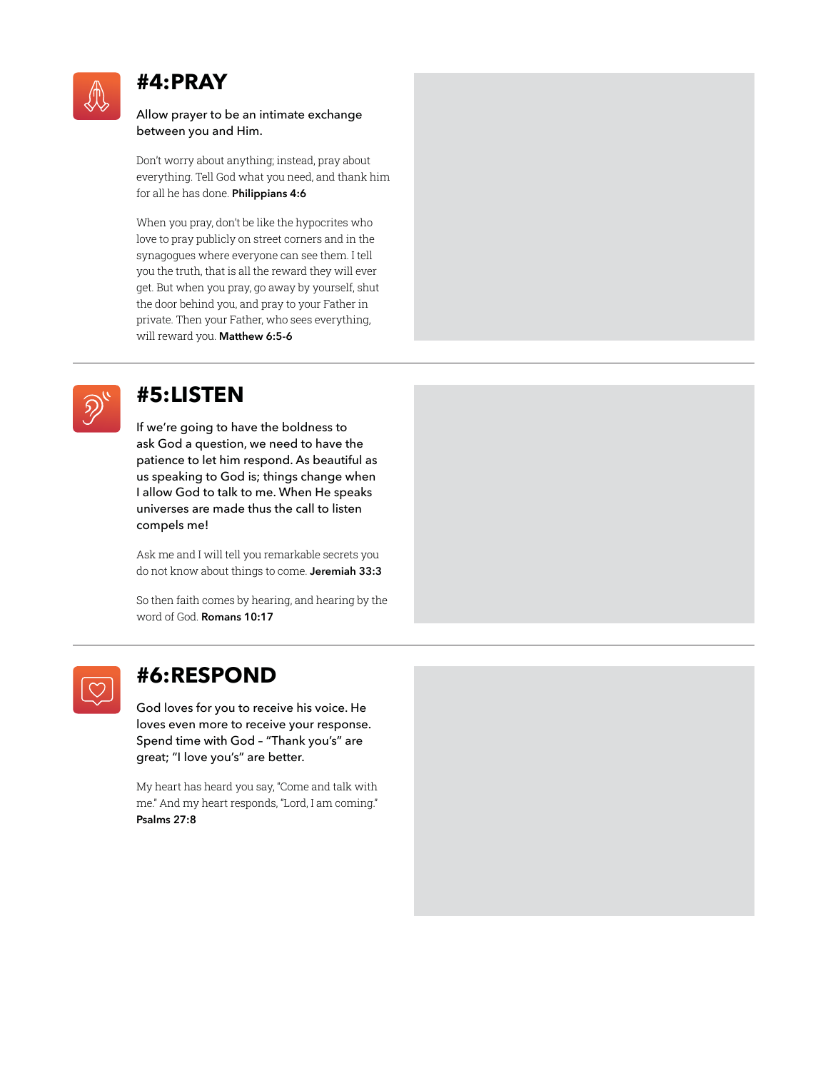## #4:PRAY

Allow prayer to be an intimate exchange between you and Him.

Don't worry about anything; instead, pray about everything. Tell God what you need, and thank him for all he has done. **Philippians 4:6**

When you pray, don't be like the hypocrites who love to pray publicly on street corners and in the synagogues where everyone can see them. I tell you the truth, that is all the reward they will ever get. But when you pray, go away by yourself, shut the door behind you, and pray to your Father in private. Then your Father, who sees everything, will reward you. **Matthew 6:5-6**

---

## #5:LISTEN

If we're going to have the boldness to ask God a question, we need to have the patience to let him respond. As beautiful as us speaking to God is; things change when I allow God to talk to me. When He speaks universes are made thus the call to listen compels me!

Ask me and I will tell you remarkable secrets you do not know about things to come. **Jeremiah 33:3**

So then faith comes by hearing, and hearing by the word of God. **Romans 10:17**

---

## #6:RESPOND

God loves for you to receive his voice. He loves even more to receive your response. Spend time with God – "Thank you's" are great; "I love you's" are better.

My heart has heard you say, "Come and talk with me." And my heart responds, "Lord, I am coming." **Psalms 27:8**